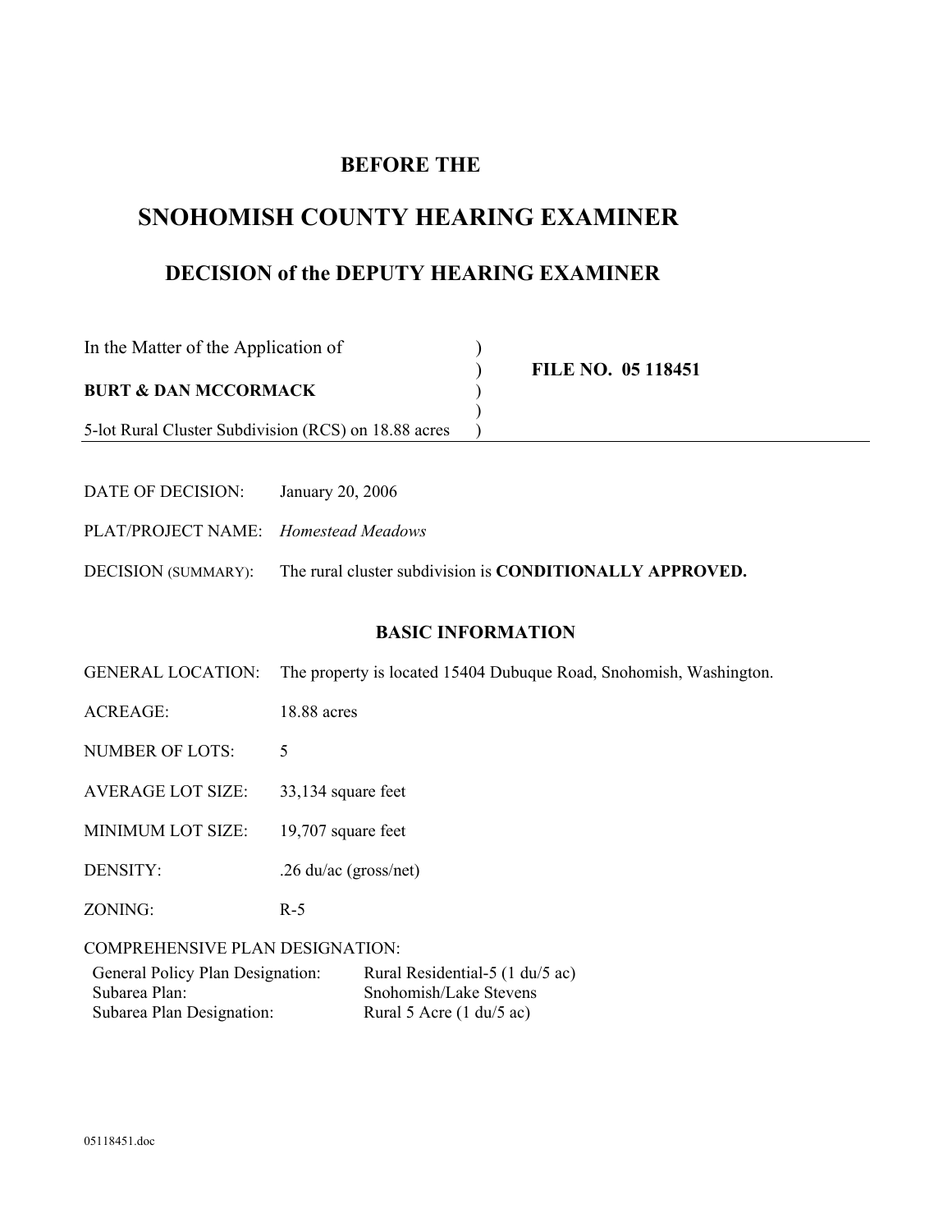# BEFORE THE

# SNOHOMISH COUNTY HEARING EXAMINER

## DECISION of the DEPUTY HEARING EXAMINER

| | |
|---|---|
| In the Matter of the Application of<br><br>**BURT & DAN MCCORMACK**<br><br>5-lot Rural Cluster Subdivision (RCS) on 18.88 acres | **FILE NO. 05 118451** |

DATE OF DECISION: January 20, 2006

PLAT/PROJECT NAME: *Homestead Meadows*

DECISION (SUMMARY): The rural cluster subdivision is **CONDITIONALLY APPROVED.**

### BASIC INFORMATION

GENERAL LOCATION: The property is located 15404 Dubuque Road, Snohomish, Washington.

ACREAGE: 18.88 acres

NUMBER OF LOTS: 5

AVERAGE LOT SIZE: 33,134 square feet

MINIMUM LOT SIZE: 19,707 square feet

DENSITY: .26 du/ac (gross/net)

ZONING: R-5

COMPREHENSIVE PLAN DESIGNATION:

General Policy Plan Designation: Rural Residential-5 (1 du/5 ac)
Subarea Plan: Snohomish/Lake Stevens
Subarea Plan Designation: Rural 5 Acre (1 du/5 ac)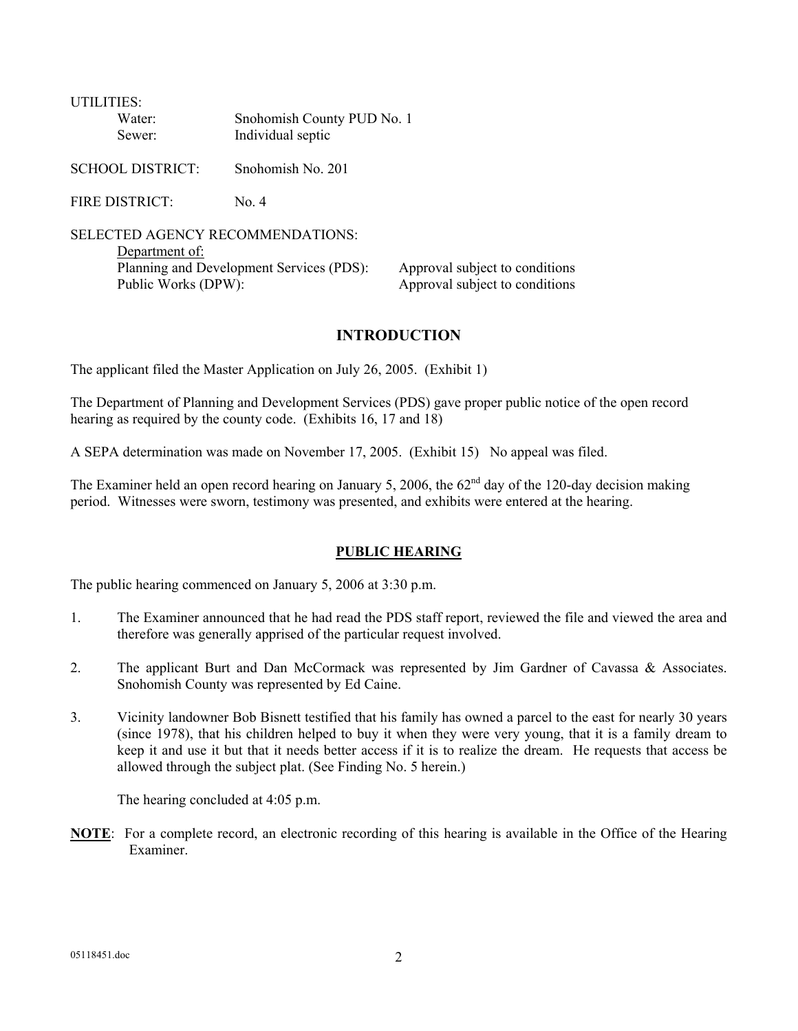UTILITIES:

| | |
|---|---|
| Water: | Snohomish County PUD No. 1 |
| Sewer: | Individual septic |

SCHOOL DISTRICT: Snohomish No. 201

FIRE DISTRICT: No. 4

SELECTED AGENCY RECOMMENDATIONS:

Department of:

| | |
|---|---|
| Planning and Development Services (PDS): | Approval subject to conditions |
| Public Works (DPW): | Approval subject to conditions |

## INTRODUCTION

The applicant filed the Master Application on July 26, 2005. (Exhibit 1)

The Department of Planning and Development Services (PDS) gave proper public notice of the open record hearing as required by the county code. (Exhibits 16, 17 and 18)

A SEPA determination was made on November 17, 2005. (Exhibit 15) No appeal was filed.

The Examiner held an open record hearing on January 5, 2006, the 62nd day of the 120-day decision making period. Witnesses were sworn, testimony was presented, and exhibits were entered at the hearing.

## PUBLIC HEARING

The public hearing commenced on January 5, 2006 at 3:30 p.m.

1. The Examiner announced that he had read the PDS staff report, reviewed the file and viewed the area and therefore was generally apprised of the particular request involved.

2. The applicant Burt and Dan McCormack was represented by Jim Gardner of Cavassa & Associates. Snohomish County was represented by Ed Caine.

3. Vicinity landowner Bob Bisnett testified that his family has owned a parcel to the east for nearly 30 years (since 1978), that his children helped to buy it when they were very young, that it is a family dream to keep it and use it but that it needs better access if it is to realize the dream. He requests that access be allowed through the subject plat. (See Finding No. 5 herein.)

   The hearing concluded at 4:05 p.m.

**NOTE**: For a complete record, an electronic recording of this hearing is available in the Office of the Hearing Examiner.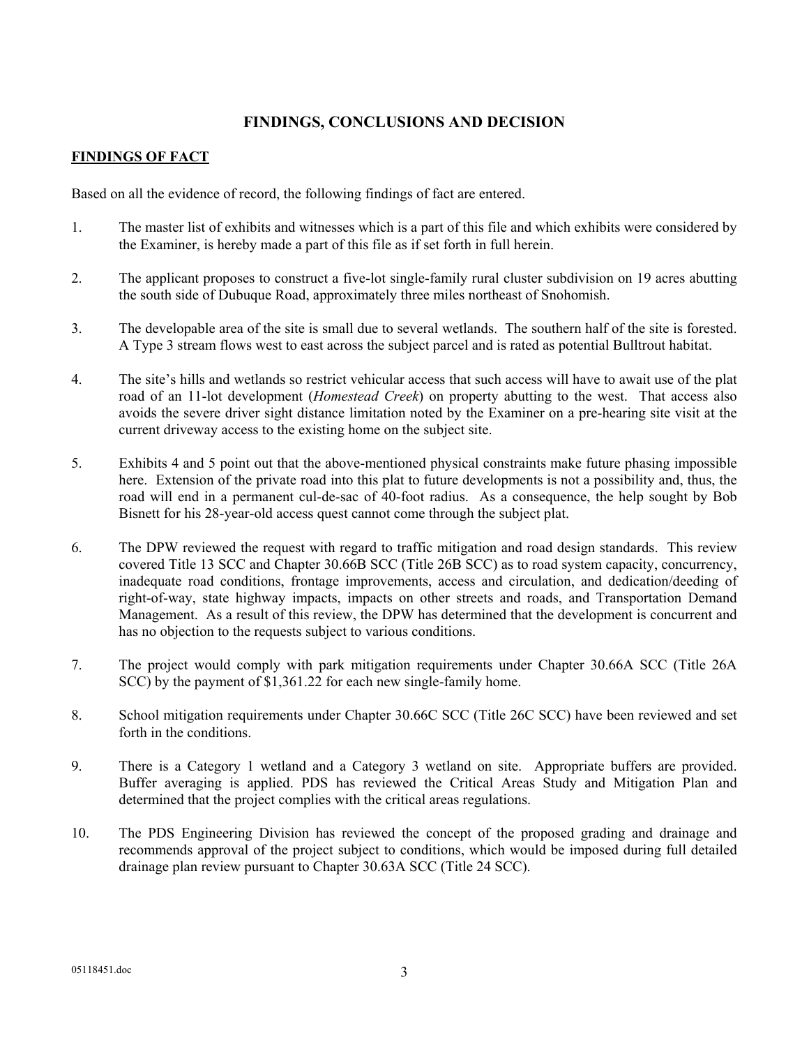## FINDINGS, CONCLUSIONS AND DECISION

**FINDINGS OF FACT**

Based on all the evidence of record, the following findings of fact are entered.

1. The master list of exhibits and witnesses which is a part of this file and which exhibits were considered by the Examiner, is hereby made a part of this file as if set forth in full herein.

2. The applicant proposes to construct a five-lot single-family rural cluster subdivision on 19 acres abutting the south side of Dubuque Road, approximately three miles northeast of Snohomish.

3. The developable area of the site is small due to several wetlands. The southern half of the site is forested. A Type 3 stream flows west to east across the subject parcel and is rated as potential Bulltrout habitat.

4. The site's hills and wetlands so restrict vehicular access that such access will have to await use of the plat road of an 11-lot development (*Homestead Creek*) on property abutting to the west. That access also avoids the severe driver sight distance limitation noted by the Examiner on a pre-hearing site visit at the current driveway access to the existing home on the subject site.

5. Exhibits 4 and 5 point out that the above-mentioned physical constraints make future phasing impossible here. Extension of the private road into this plat to future developments is not a possibility and, thus, the road will end in a permanent cul-de-sac of 40-foot radius. As a consequence, the help sought by Bob Bisnett for his 28-year-old access quest cannot come through the subject plat.

6. The DPW reviewed the request with regard to traffic mitigation and road design standards. This review covered Title 13 SCC and Chapter 30.66B SCC (Title 26B SCC) as to road system capacity, concurrency, inadequate road conditions, frontage improvements, access and circulation, and dedication/deeding of right-of-way, state highway impacts, impacts on other streets and roads, and Transportation Demand Management. As a result of this review, the DPW has determined that the development is concurrent and has no objection to the requests subject to various conditions.

7. The project would comply with park mitigation requirements under Chapter 30.66A SCC (Title 26A SCC) by the payment of $1,361.22 for each new single-family home.

8. School mitigation requirements under Chapter 30.66C SCC (Title 26C SCC) have been reviewed and set forth in the conditions.

9. There is a Category 1 wetland and a Category 3 wetland on site. Appropriate buffers are provided. Buffer averaging is applied. PDS has reviewed the Critical Areas Study and Mitigation Plan and determined that the project complies with the critical areas regulations.

10. The PDS Engineering Division has reviewed the concept of the proposed grading and drainage and recommends approval of the project subject to conditions, which would be imposed during full detailed drainage plan review pursuant to Chapter 30.63A SCC (Title 24 SCC).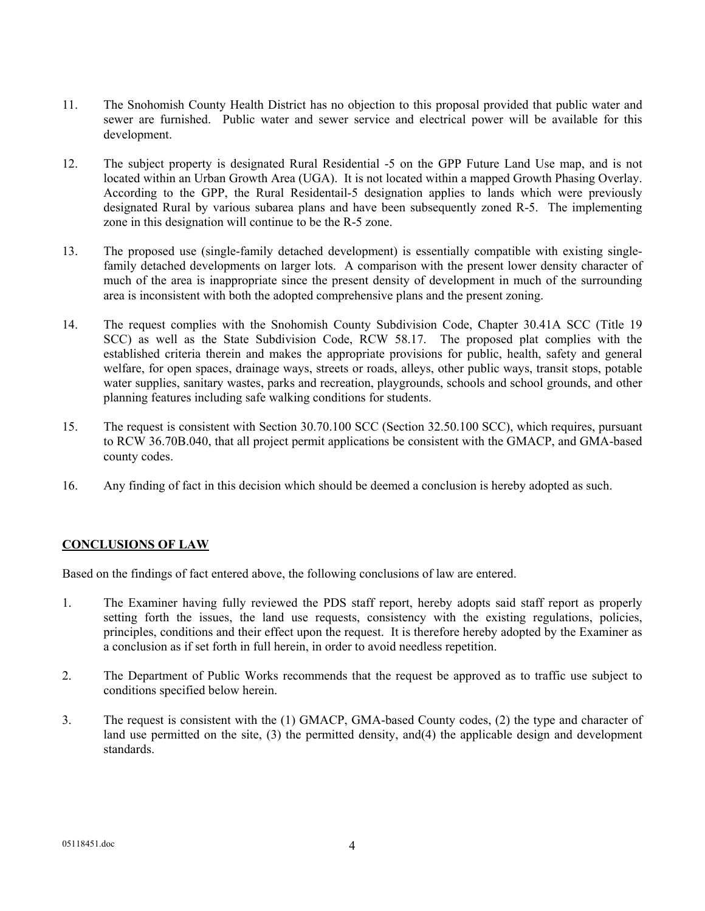11. The Snohomish County Health District has no objection to this proposal provided that public water and sewer are furnished. Public water and sewer service and electrical power will be available for this development.

12. The subject property is designated Rural Residential -5 on the GPP Future Land Use map, and is not located within an Urban Growth Area (UGA). It is not located within a mapped Growth Phasing Overlay. According to the GPP, the Rural Residentail-5 designation applies to lands which were previously designated Rural by various subarea plans and have been subsequently zoned R-5. The implementing zone in this designation will continue to be the R-5 zone.

13. The proposed use (single-family detached development) is essentially compatible with existing single-family detached developments on larger lots. A comparison with the present lower density character of much of the area is inappropriate since the present density of development in much of the surrounding area is inconsistent with both the adopted comprehensive plans and the present zoning.

14. The request complies with the Snohomish County Subdivision Code, Chapter 30.41A SCC (Title 19 SCC) as well as the State Subdivision Code, RCW 58.17. The proposed plat complies with the established criteria therein and makes the appropriate provisions for public, health, safety and general welfare, for open spaces, drainage ways, streets or roads, alleys, other public ways, transit stops, potable water supplies, sanitary wastes, parks and recreation, playgrounds, schools and school grounds, and other planning features including safe walking conditions for students.

15. The request is consistent with Section 30.70.100 SCC (Section 32.50.100 SCC), which requires, pursuant to RCW 36.70B.040, that all project permit applications be consistent with the GMACP, and GMA-based county codes.

16. Any finding of fact in this decision which should be deemed a conclusion is hereby adopted as such.

## CONCLUSIONS OF LAW

Based on the findings of fact entered above, the following conclusions of law are entered.

1. The Examiner having fully reviewed the PDS staff report, hereby adopts said staff report as properly setting forth the issues, the land use requests, consistency with the existing regulations, policies, principles, conditions and their effect upon the request. It is therefore hereby adopted by the Examiner as a conclusion as if set forth in full herein, in order to avoid needless repetition.

2. The Department of Public Works recommends that the request be approved as to traffic use subject to conditions specified below herein.

3. The request is consistent with the (1) GMACP, GMA-based County codes, (2) the type and character of land use permitted on the site, (3) the permitted density, and(4) the applicable design and development standards.

05118451.doc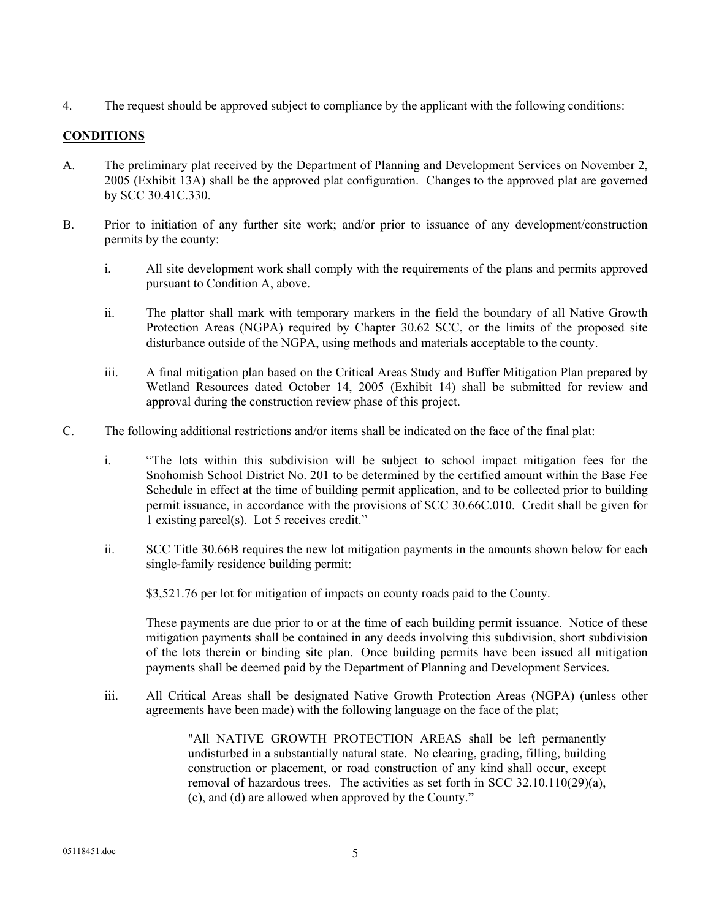4. The request should be approved subject to compliance by the applicant with the following conditions:

**CONDITIONS**

A. The preliminary plat received by the Department of Planning and Development Services on November 2, 2005 (Exhibit 13A) shall be the approved plat configuration. Changes to the approved plat are governed by SCC 30.41C.330.

B. Prior to initiation of any further site work; and/or prior to issuance of any development/construction permits by the county:

   i. All site development work shall comply with the requirements of the plans and permits approved pursuant to Condition A, above.

   ii. The plattor shall mark with temporary markers in the field the boundary of all Native Growth Protection Areas (NGPA) required by Chapter 30.62 SCC, or the limits of the proposed site disturbance outside of the NGPA, using methods and materials acceptable to the county.

   iii. A final mitigation plan based on the Critical Areas Study and Buffer Mitigation Plan prepared by Wetland Resources dated October 14, 2005 (Exhibit 14) shall be submitted for review and approval during the construction review phase of this project.

C. The following additional restrictions and/or items shall be indicated on the face of the final plat:

   i. "The lots within this subdivision will be subject to school impact mitigation fees for the Snohomish School District No. 201 to be determined by the certified amount within the Base Fee Schedule in effect at the time of building permit application, and to be collected prior to building permit issuance, in accordance with the provisions of SCC 30.66C.010. Credit shall be given for 1 existing parcel(s). Lot 5 receives credit."

   ii. SCC Title 30.66B requires the new lot mitigation payments in the amounts shown below for each single-family residence building permit:

   $3,521.76 per lot for mitigation of impacts on county roads paid to the County.

   These payments are due prior to or at the time of each building permit issuance. Notice of these mitigation payments shall be contained in any deeds involving this subdivision, short subdivision of the lots therein or binding site plan. Once building permits have been issued all mitigation payments shall be deemed paid by the Department of Planning and Development Services.

   iii. All Critical Areas shall be designated Native Growth Protection Areas (NGPA) (unless other agreements have been made) with the following language on the face of the plat;

   > "All NATIVE GROWTH PROTECTION AREAS shall be left permanently undisturbed in a substantially natural state. No clearing, grading, filling, building construction or placement, or road construction of any kind shall occur, except removal of hazardous trees. The activities as set forth in SCC 32.10.110(29)(a), (c), and (d) are allowed when approved by the County."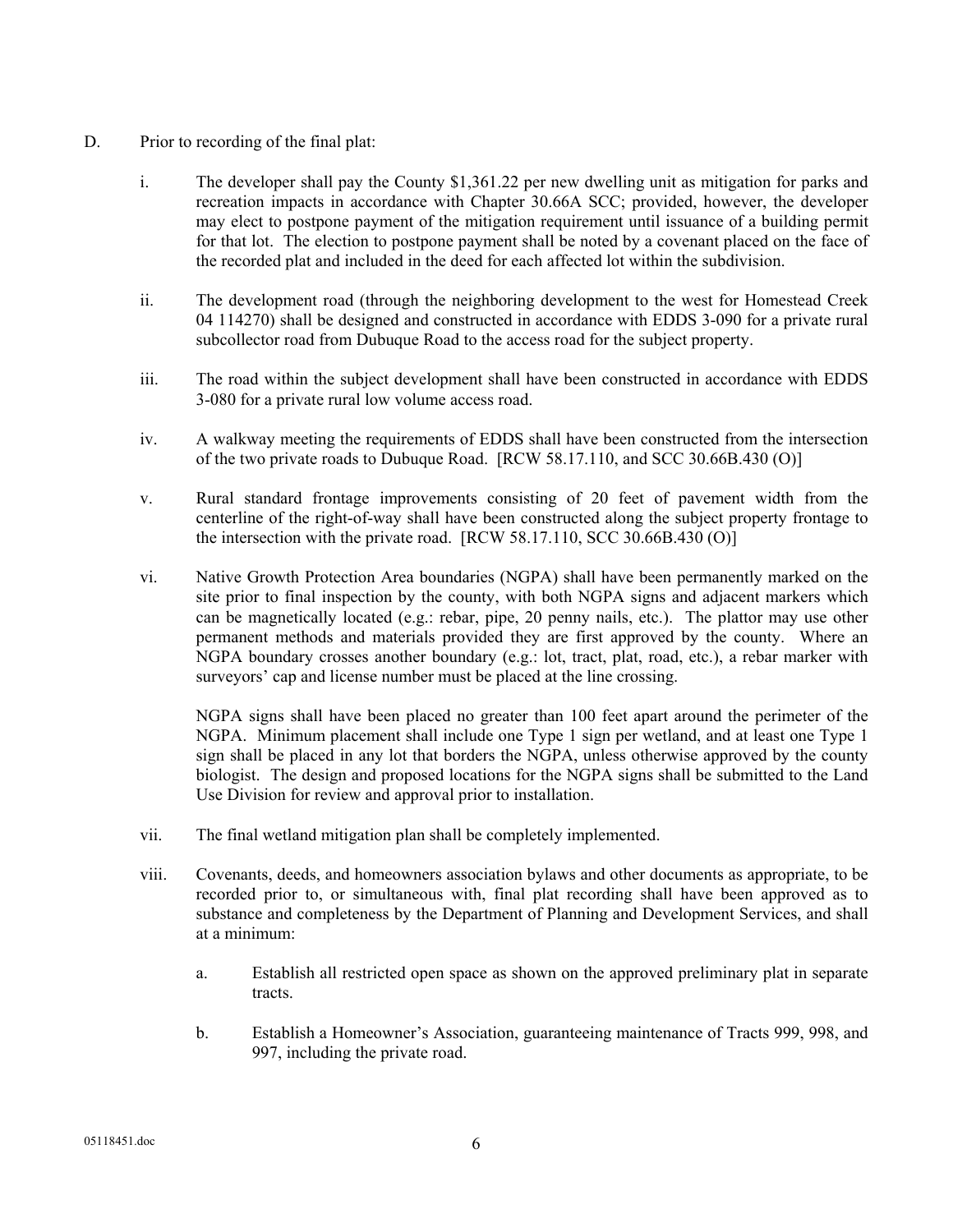D. Prior to recording of the final plat:

i. The developer shall pay the County $1,361.22 per new dwelling unit as mitigation for parks and recreation impacts in accordance with Chapter 30.66A SCC; provided, however, the developer may elect to postpone payment of the mitigation requirement until issuance of a building permit for that lot. The election to postpone payment shall be noted by a covenant placed on the face of the recorded plat and included in the deed for each affected lot within the subdivision.

ii. The development road (through the neighboring development to the west for Homestead Creek 04 114270) shall be designed and constructed in accordance with EDDS 3-090 for a private rural subcollector road from Dubuque Road to the access road for the subject property.

iii. The road within the subject development shall have been constructed in accordance with EDDS 3-080 for a private rural low volume access road.

iv. A walkway meeting the requirements of EDDS shall have been constructed from the intersection of the two private roads to Dubuque Road. [RCW 58.17.110, and SCC 30.66B.430 (O)]

v. Rural standard frontage improvements consisting of 20 feet of pavement width from the centerline of the right-of-way shall have been constructed along the subject property frontage to the intersection with the private road. [RCW 58.17.110, SCC 30.66B.430 (O)]

vi. Native Growth Protection Area boundaries (NGPA) shall have been permanently marked on the site prior to final inspection by the county, with both NGPA signs and adjacent markers which can be magnetically located (e.g.: rebar, pipe, 20 penny nails, etc.). The plattor may use other permanent methods and materials provided they are first approved by the county. Where an NGPA boundary crosses another boundary (e.g.: lot, tract, plat, road, etc.), a rebar marker with surveyors' cap and license number must be placed at the line crossing.

NGPA signs shall have been placed no greater than 100 feet apart around the perimeter of the NGPA. Minimum placement shall include one Type 1 sign per wetland, and at least one Type 1 sign shall be placed in any lot that borders the NGPA, unless otherwise approved by the county biologist. The design and proposed locations for the NGPA signs shall be submitted to the Land Use Division for review and approval prior to installation.

vii. The final wetland mitigation plan shall be completely implemented.

viii. Covenants, deeds, and homeowners association bylaws and other documents as appropriate, to be recorded prior to, or simultaneous with, final plat recording shall have been approved as to substance and completeness by the Department of Planning and Development Services, and shall at a minimum:

a. Establish all restricted open space as shown on the approved preliminary plat in separate tracts.

b. Establish a Homeowner's Association, guaranteeing maintenance of Tracts 999, 998, and 997, including the private road.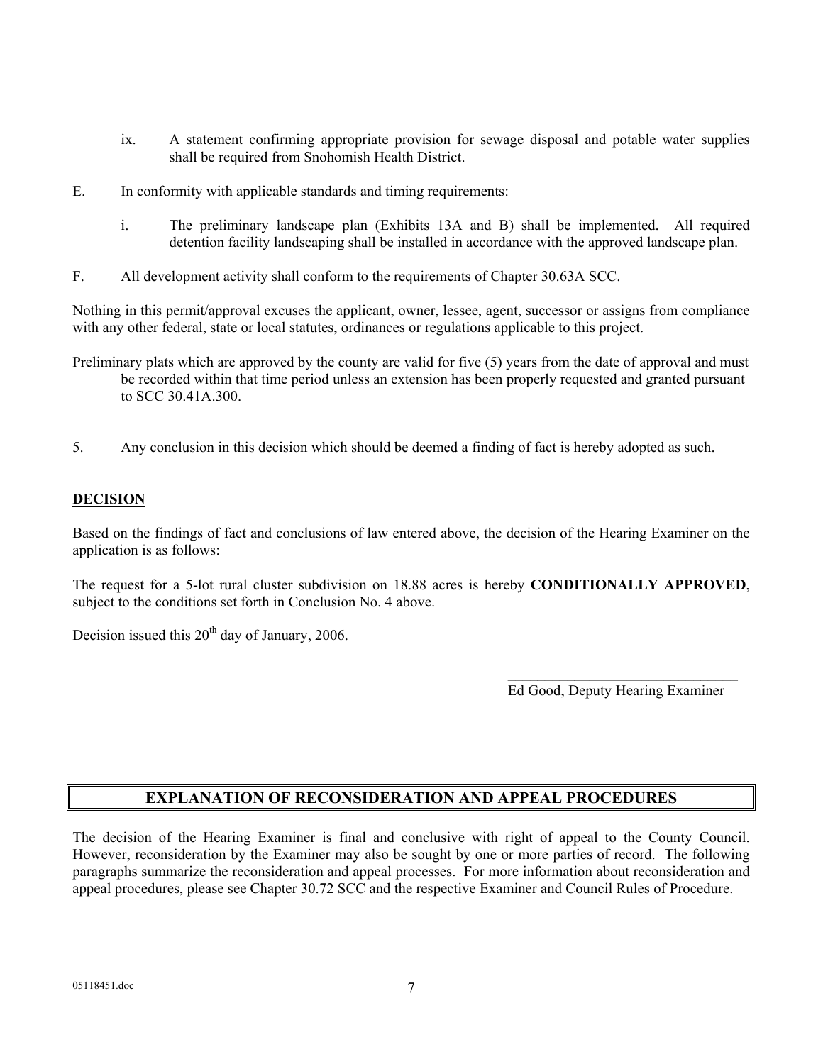ix. A statement confirming appropriate provision for sewage disposal and potable water supplies shall be required from Snohomish Health District.

E. In conformity with applicable standards and timing requirements:

i. The preliminary landscape plan (Exhibits 13A and B) shall be implemented. All required detention facility landscaping shall be installed in accordance with the approved landscape plan.

F. All development activity shall conform to the requirements of Chapter 30.63A SCC.

Nothing in this permit/approval excuses the applicant, owner, lessee, agent, successor or assigns from compliance with any other federal, state or local statutes, ordinances or regulations applicable to this project.

Preliminary plats which are approved by the county are valid for five (5) years from the date of approval and must be recorded within that time period unless an extension has been properly requested and granted pursuant to SCC 30.41A.300.

5. Any conclusion in this decision which should be deemed a finding of fact is hereby adopted as such.

**DECISION**

Based on the findings of fact and conclusions of law entered above, the decision of the Hearing Examiner on the application is as follows:

The request for a 5-lot rural cluster subdivision on 18.88 acres is hereby **CONDITIONALLY APPROVED**, subject to the conditions set forth in Conclusion No. 4 above.

Decision issued this 20th day of January, 2006.

\_\_\_\_\_\_\_\_\_\_\_\_\_\_\_\_\_\_\_\_\_\_\_\_\_\_\_\_\_\_\_\_\_\_

Ed Good, Deputy Hearing Examiner

## EXPLANATION OF RECONSIDERATION AND APPEAL PROCEDURES

The decision of the Hearing Examiner is final and conclusive with right of appeal to the County Council. However, reconsideration by the Examiner may also be sought by one or more parties of record. The following paragraphs summarize the reconsideration and appeal processes. For more information about reconsideration and appeal procedures, please see Chapter 30.72 SCC and the respective Examiner and Council Rules of Procedure.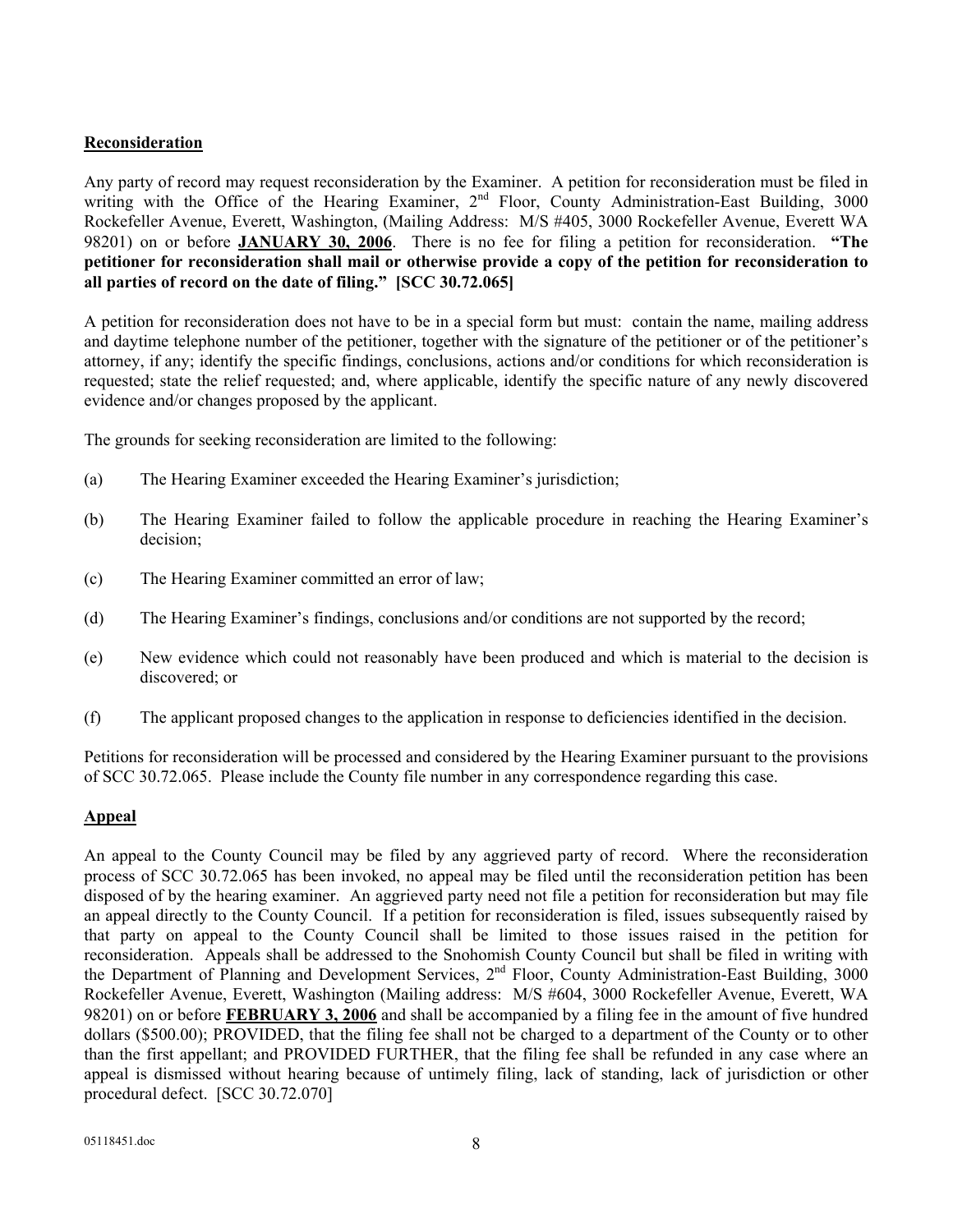**Reconsideration**

Any party of record may request reconsideration by the Examiner. A petition for reconsideration must be filed in writing with the Office of the Hearing Examiner, 2nd Floor, County Administration-East Building, 3000 Rockefeller Avenue, Everett, Washington, (Mailing Address: M/S #405, 3000 Rockefeller Avenue, Everett WA 98201) on or before **JANUARY 30, 2006**. There is no fee for filing a petition for reconsideration. **"The petitioner for reconsideration shall mail or otherwise provide a copy of the petition for reconsideration to all parties of record on the date of filing." [SCC 30.72.065]**

A petition for reconsideration does not have to be in a special form but must: contain the name, mailing address and daytime telephone number of the petitioner, together with the signature of the petitioner or of the petitioner's attorney, if any; identify the specific findings, conclusions, actions and/or conditions for which reconsideration is requested; state the relief requested; and, where applicable, identify the specific nature of any newly discovered evidence and/or changes proposed by the applicant.

The grounds for seeking reconsideration are limited to the following:

(a) The Hearing Examiner exceeded the Hearing Examiner's jurisdiction;

(b) The Hearing Examiner failed to follow the applicable procedure in reaching the Hearing Examiner's decision;

(c) The Hearing Examiner committed an error of law;

(d) The Hearing Examiner's findings, conclusions and/or conditions are not supported by the record;

(e) New evidence which could not reasonably have been produced and which is material to the decision is discovered; or

(f) The applicant proposed changes to the application in response to deficiencies identified in the decision.

Petitions for reconsideration will be processed and considered by the Hearing Examiner pursuant to the provisions of SCC 30.72.065. Please include the County file number in any correspondence regarding this case.

**Appeal**

An appeal to the County Council may be filed by any aggrieved party of record. Where the reconsideration process of SCC 30.72.065 has been invoked, no appeal may be filed until the reconsideration petition has been disposed of by the hearing examiner. An aggrieved party need not file a petition for reconsideration but may file an appeal directly to the County Council. If a petition for reconsideration is filed, issues subsequently raised by that party on appeal to the County Council shall be limited to those issues raised in the petition for reconsideration. Appeals shall be addressed to the Snohomish County Council but shall be filed in writing with the Department of Planning and Development Services, 2nd Floor, County Administration-East Building, 3000 Rockefeller Avenue, Everett, Washington (Mailing address: M/S #604, 3000 Rockefeller Avenue, Everett, WA 98201) on or before **FEBRUARY 3, 2006** and shall be accompanied by a filing fee in the amount of five hundred dollars ($500.00); PROVIDED, that the filing fee shall not be charged to a department of the County or to other than the first appellant; and PROVIDED FURTHER, that the filing fee shall be refunded in any case where an appeal is dismissed without hearing because of untimely filing, lack of standing, lack of jurisdiction or other procedural defect. [SCC 30.72.070]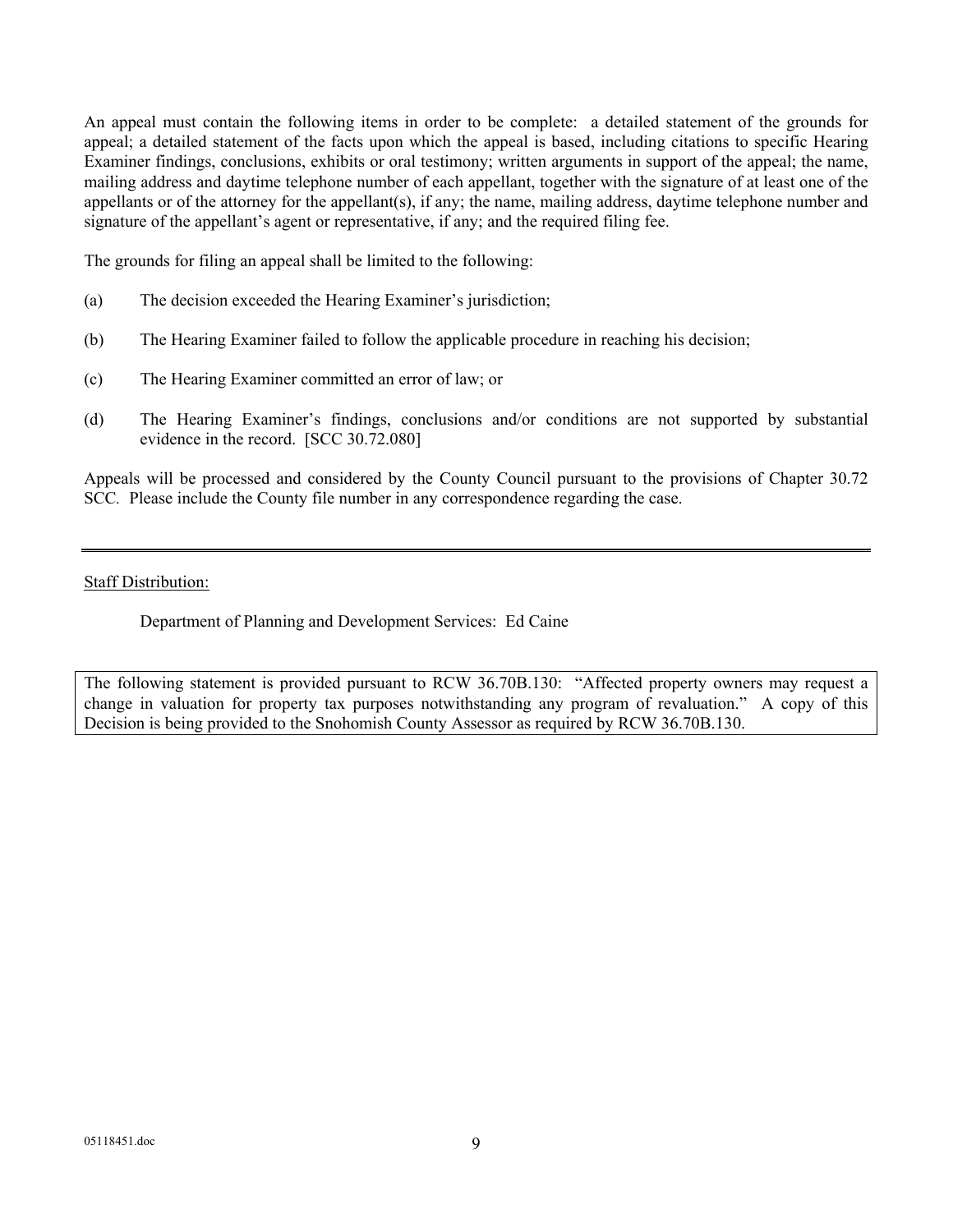An appeal must contain the following items in order to be complete: a detailed statement of the grounds for appeal; a detailed statement of the facts upon which the appeal is based, including citations to specific Hearing Examiner findings, conclusions, exhibits or oral testimony; written arguments in support of the appeal; the name, mailing address and daytime telephone number of each appellant, together with the signature of at least one of the appellants or of the attorney for the appellant(s), if any; the name, mailing address, daytime telephone number and signature of the appellant's agent or representative, if any; and the required filing fee.

The grounds for filing an appeal shall be limited to the following:

(a) The decision exceeded the Hearing Examiner's jurisdiction;

(b) The Hearing Examiner failed to follow the applicable procedure in reaching his decision;

(c) The Hearing Examiner committed an error of law; or

(d) The Hearing Examiner's findings, conclusions and/or conditions are not supported by substantial evidence in the record. [SCC 30.72.080]

Appeals will be processed and considered by the County Council pursuant to the provisions of Chapter 30.72 SCC. Please include the County file number in any correspondence regarding the case.

---

<u>Staff Distribution:</u>

Department of Planning and Development Services: Ed Caine

The following statement is provided pursuant to RCW 36.70B.130: "Affected property owners may request a change in valuation for property tax purposes notwithstanding any program of revaluation." A copy of this Decision is being provided to the Snohomish County Assessor as required by RCW 36.70B.130.

05118451.doc